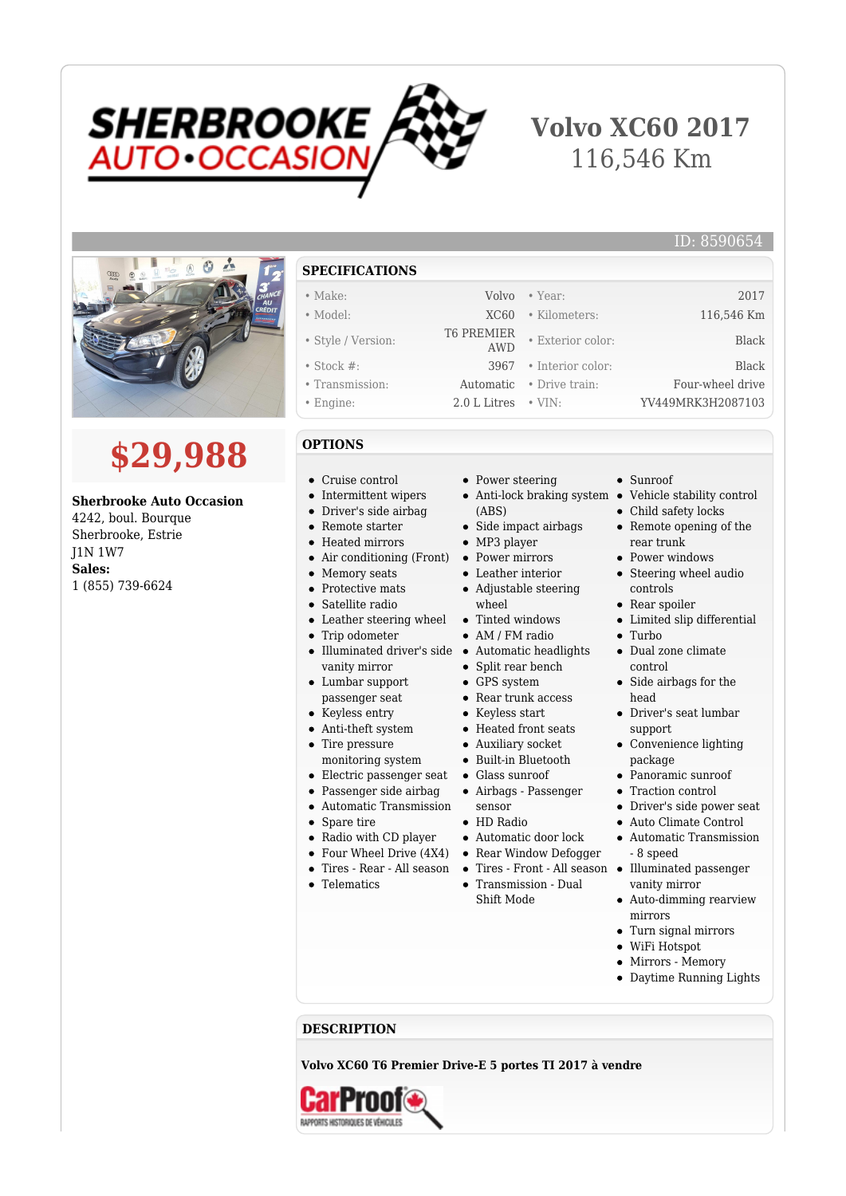# Volvo XC60 2017

116,546 Km

ID: 8590654

## $29,988

**Sherbrooke Auto Occasion**
4242, boul. Bourque
Sherbrooke, Estrie
J1N 1W7
**Sales:**
1 (855) 739-6624

## SPECIFICATIONS

| | | | |
|---|---|---|---|
| • Make: | Volvo | • Year: | 2017 |
| • Model: | XC60 | • Kilometers: | 116,546 Km |
| • Style / Version: | T6 PREMIER AWD | • Exterior color: | Black |
| • Stock #: | 3967 | • Interior color: | Black |
| • Transmission: | Automatic | • Drive train: | Four-wheel drive |
| • Engine: | 2.0 L Litres | • VIN: | YV449MRK3H2087103 |

## OPTIONS

- Cruise control
- Intermittent wipers
- Driver's side airbag
- Remote starter
- Heated mirrors
- Air conditioning (Front)
- Memory seats
- Protective mats
- Satellite radio
- Leather steering wheel
- Trip odometer
- Illuminated driver's side vanity mirror
- Lumbar support passenger seat
- Keyless entry
- Anti-theft system
- Tire pressure monitoring system
- Electric passenger seat
- Passenger side airbag
- Automatic Transmission
- Spare tire
- Radio with CD player
- Four Wheel Drive (4X4)
- Tires - Rear - All season
- Telematics
- Power steering
- Anti-lock braking system (ABS)
- Side impact airbags
- MP3 player
- Power mirrors
- Leather interior
- Adjustable steering wheel
- Tinted windows
- AM / FM radio
- Automatic headlights
- Split rear bench
- GPS system
- Rear trunk access
- Keyless start
- Heated front seats
- Auxiliary socket
- Built-in Bluetooth
- Glass sunroof
- Airbags - Passenger sensor
- HD Radio
- Automatic door lock
- Rear Window Defogger
- Tires - Front - All season
- Transmission - Dual Shift Mode
- Sunroof
- Vehicle stability control
- Child safety locks
- Remote opening of the rear trunk
- Power windows
- Steering wheel audio controls
- Rear spoiler
- Limited slip differential
- Turbo
- Dual zone climate control
- Side airbags for the head
- Driver's seat lumbar support
- Convenience lighting package
- Panoramic sunroof
- Traction control
- Driver's side power seat
- Auto Climate Control
- Automatic Transmission - 8 speed
- Illuminated passenger vanity mirror
- Auto-dimming rearview mirrors
- Turn signal mirrors
- WiFi Hotspot
- Mirrors - Memory
- Daytime Running Lights

## DESCRIPTION

**Volvo XC60 T6 Premier Drive-E 5 portes TI 2017 à vendre**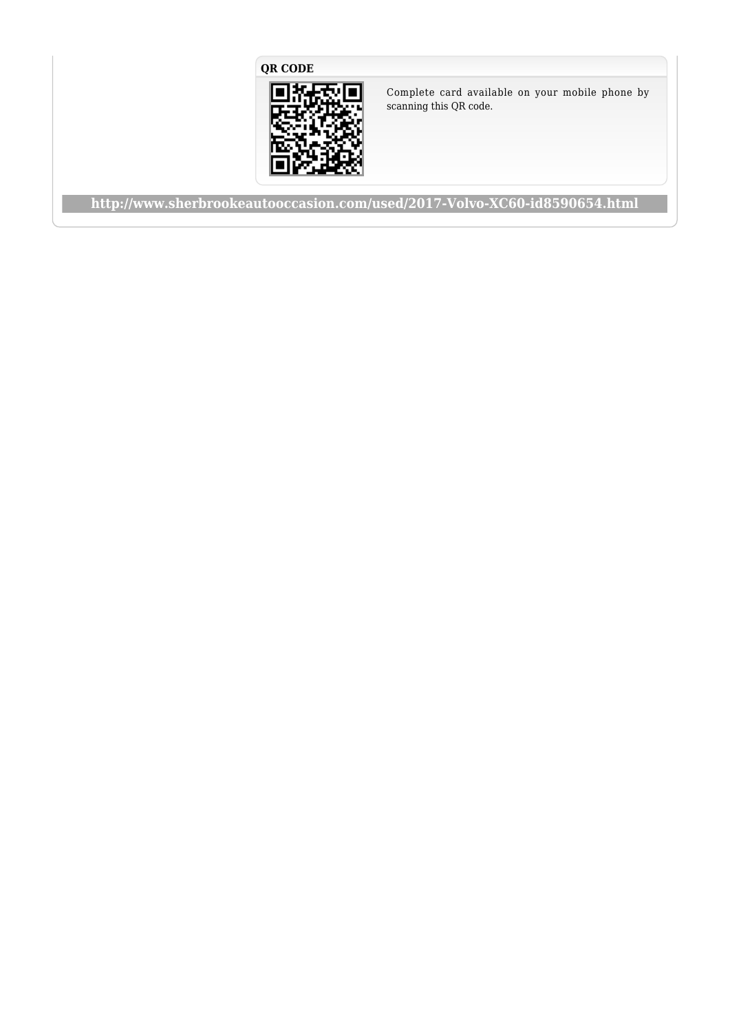**QR CODE**

Complete card available on your mobile phone by scanning this QR code.

**http://www.sherbrookeautooccasion.com/used/2017-Volvo-XC60-id8590654.html**